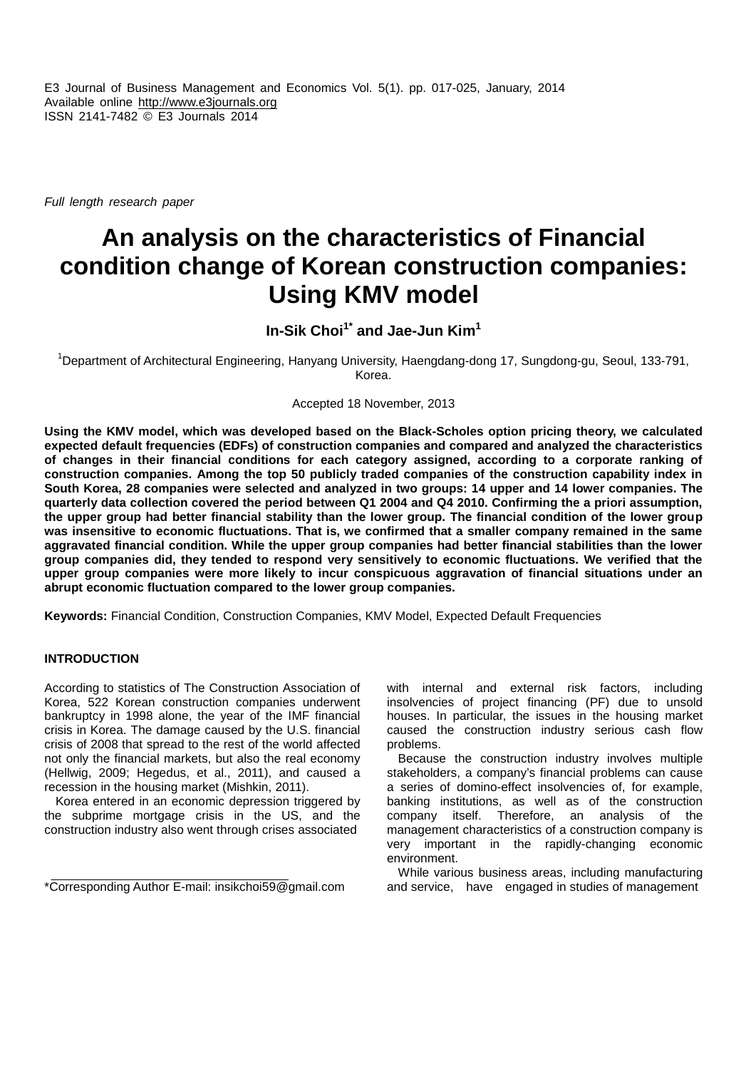E3 Journal of Business Management and Economics Vol. 5(1). pp. 017-025, January, 2014
Available online http://www.e3journals.org
ISSN 2141-7482 © E3 Journals 2014

*Full length research paper*

# An analysis on the characteristics of Financial condition change of Korean construction companies: Using KMV model

**In-Sik Choi[1*] and Jae-Jun Kim[1]**

[1]Department of Architectural Engineering, Hanyang University, Haengdang-dong 17, Sungdong-gu, Seoul, 133-791, Korea.

Accepted 18 November, 2013

**Using the KMV model, which was developed based on the Black-Scholes option pricing theory, we calculated expected default frequencies (EDFs) of construction companies and compared and analyzed the characteristics of changes in their financial conditions for each category assigned, according to a corporate ranking of construction companies. Among the top 50 publicly traded companies of the construction capability index in South Korea, 28 companies were selected and analyzed in two groups: 14 upper and 14 lower companies. The quarterly data collection covered the period between Q1 2004 and Q4 2010. Confirming the a priori assumption, the upper group had better financial stability than the lower group. The financial condition of the lower group was insensitive to economic fluctuations. That is, we confirmed that a smaller company remained in the same aggravated financial condition. While the upper group companies had better financial stabilities than the lower group companies did, they tended to respond very sensitively to economic fluctuations. We verified that the upper group companies were more likely to incur conspicuous aggravation of financial situations under an abrupt economic fluctuation compared to the lower group companies.**

**Keywords:** Financial Condition, Construction Companies, KMV Model, Expected Default Frequencies

## INTRODUCTION

According to statistics of The Construction Association of Korea, 522 Korean construction companies underwent bankruptcy in 1998 alone, the year of the IMF financial crisis in Korea. The damage caused by the U.S. financial crisis of 2008 that spread to the rest of the world affected not only the financial markets, but also the real economy (Hellwig, 2009; Hegedus, et al., 2011), and caused a recession in the housing market (Mishkin, 2011).

Korea entered in an economic depression triggered by the subprime mortgage crisis in the US, and the construction industry also went through crises associated with internal and external risk factors, including insolvencies of project financing (PF) due to unsold houses. In particular, the issues in the housing market caused the construction industry serious cash flow problems.

Because the construction industry involves multiple stakeholders, a company's financial problems can cause a series of domino-effect insolvencies of, for example, banking institutions, as well as of the construction company itself. Therefore, an analysis of the management characteristics of a construction company is very important in the rapidly-changing economic environment.

While various business areas, including manufacturing and service, have engaged in studies of management

*Corresponding Author E-mail: insikchoi59@gmail.com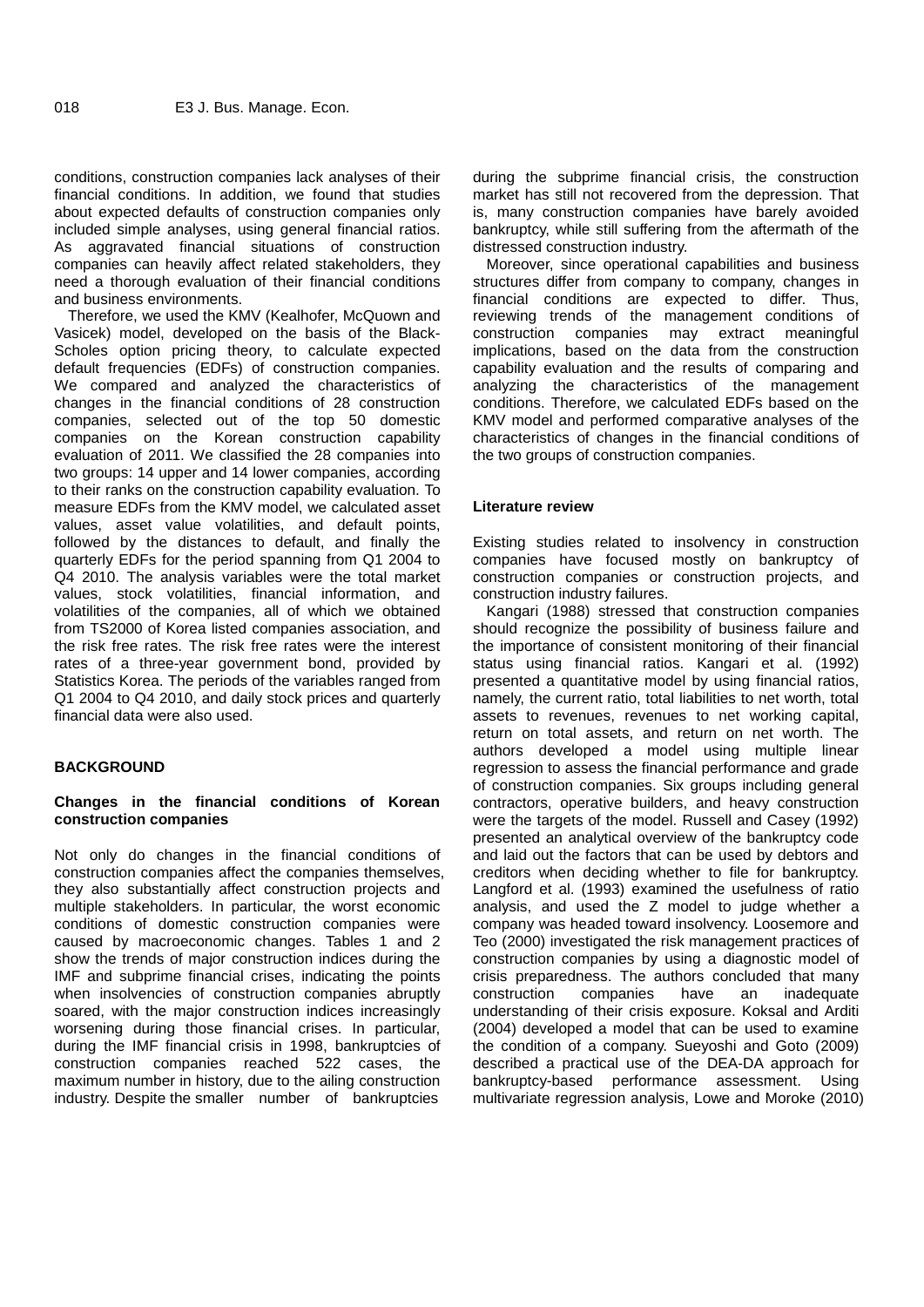conditions, construction companies lack analyses of their financial conditions. In addition, we found that studies about expected defaults of construction companies only included simple analyses, using general financial ratios. As aggravated financial situations of construction companies can heavily affect related stakeholders, they need a thorough evaluation of their financial conditions and business environments.

Therefore, we used the KMV (Kealhofer, McQuown and Vasicek) model, developed on the basis of the Black-Scholes option pricing theory, to calculate expected default frequencies (EDFs) of construction companies. We compared and analyzed the characteristics of changes in the financial conditions of 28 construction companies, selected out of the top 50 domestic companies on the Korean construction capability evaluation of 2011. We classified the 28 companies into two groups: 14 upper and 14 lower companies, according to their ranks on the construction capability evaluation. To measure EDFs from the KMV model, we calculated asset values, asset value volatilities, and default points, followed by the distances to default, and finally the quarterly EDFs for the period spanning from Q1 2004 to Q4 2010. The analysis variables were the total market values, stock volatilities, financial information, and volatilities of the companies, all of which we obtained from TS2000 of Korea listed companies association, and the risk free rates. The risk free rates were the interest rates of a three-year government bond, provided by Statistics Korea. The periods of the variables ranged from Q1 2004 to Q4 2010, and daily stock prices and quarterly financial data were also used.

## BACKGROUND

### Changes in the financial conditions of Korean construction companies

Not only do changes in the financial conditions of construction companies affect the companies themselves, they also substantially affect construction projects and multiple stakeholders. In particular, the worst economic conditions of domestic construction companies were caused by macroeconomic changes. Tables 1 and 2 show the trends of major construction indices during the IMF and subprime financial crises, indicating the points when insolvencies of construction companies abruptly soared, with the major construction indices increasingly worsening during those financial crises. In particular, during the IMF financial crisis in 1998, bankruptcies of construction companies reached 522 cases, the maximum number in history, due to the ailing construction industry. Despite the smaller number of bankruptcies during the subprime financial crisis, the construction market has still not recovered from the depression. That is, many construction companies have barely avoided bankruptcy, while still suffering from the aftermath of the distressed construction industry.

Moreover, since operational capabilities and business structures differ from company to company, changes in financial conditions are expected to differ. Thus, reviewing trends of the management conditions of construction companies may extract meaningful implications, based on the data from the construction capability evaluation and the results of comparing and analyzing the characteristics of the management conditions. Therefore, we calculated EDFs based on the KMV model and performed comparative analyses of the characteristics of changes in the financial conditions of the two groups of construction companies.

## Literature review

Existing studies related to insolvency in construction companies have focused mostly on bankruptcy of construction companies or construction projects, and construction industry failures.

Kangari (1988) stressed that construction companies should recognize the possibility of business failure and the importance of consistent monitoring of their financial status using financial ratios. Kangari et al. (1992) presented a quantitative model by using financial ratios, namely, the current ratio, total liabilities to net worth, total assets to revenues, revenues to net working capital, return on total assets, and return on net worth. The authors developed a model using multiple linear regression to assess the financial performance and grade of construction companies. Six groups including general contractors, operative builders, and heavy construction were the targets of the model. Russell and Casey (1992) presented an analytical overview of the bankruptcy code and laid out the factors that can be used by debtors and creditors when deciding whether to file for bankruptcy. Langford et al. (1993) examined the usefulness of ratio analysis, and used the Z model to judge whether a company was headed toward insolvency. Loosemore and Teo (2000) investigated the risk management practices of construction companies by using a diagnostic model of crisis preparedness. The authors concluded that many construction companies have an inadequate understanding of their crisis exposure. Koksal and Arditi (2004) developed a model that can be used to examine the condition of a company. Sueyoshi and Goto (2009) described a practical use of the DEA-DA approach for bankruptcy-based performance assessment. Using multivariate regression analysis, Lowe and Moroke (2010)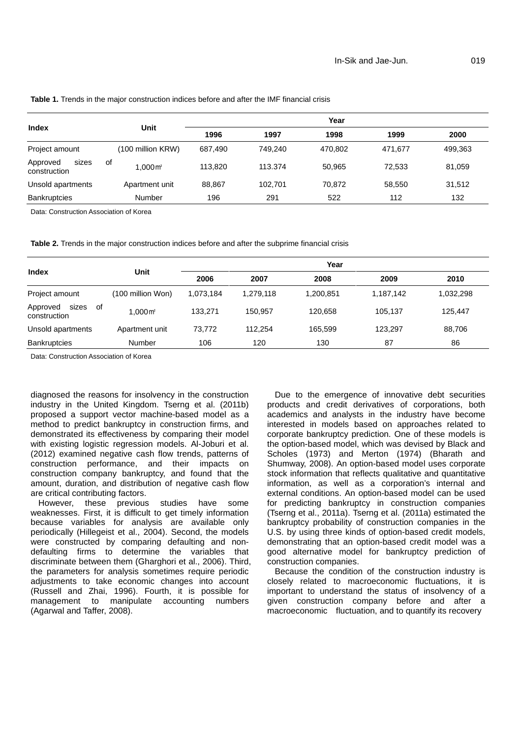**Table 1.** Trends in the major construction indices before and after the IMF financial crisis

| Index | Unit | Year | | | | |
|---|---|---|---|---|---|---|
| | | 1996 | 1997 | 1998 | 1999 | 2000 |
| Project amount | (100 million KRW) | 687,490 | 749,240 | 470,802 | 471,677 | 499,363 |
| Approved sizes of construction | 1,000㎡ | 113,820 | 113.374 | 50,965 | 72,533 | 81,059 |
| Unsold apartments | Apartment unit | 88,867 | 102,701 | 70,872 | 58,550 | 31,512 |
| Bankruptcies | Number | 196 | 291 | 522 | 112 | 132 |

Data: Construction Association of Korea

**Table 2.** Trends in the major construction indices before and after the subprime financial crisis

| Index | Unit | Year | | | | |
|---|---|---|---|---|---|---|
| | | 2006 | 2007 | 2008 | 2009 | 2010 |
| Project amount | (100 million Won) | 1,073,184 | 1,279,118 | 1,200,851 | 1,187,142 | 1,032,298 |
| Approved sizes of construction | 1,000㎡ | 133,271 | 150,957 | 120,658 | 105,137 | 125,447 |
| Unsold apartments | Apartment unit | 73,772 | 112,254 | 165,599 | 123,297 | 88,706 |
| Bankruptcies | Number | 106 | 120 | 130 | 87 | 86 |

Data: Construction Association of Korea

diagnosed the reasons for insolvency in the construction industry in the United Kingdom. Tserng et al. (2011b) proposed a support vector machine-based model as a method to predict bankruptcy in construction firms, and demonstrated its effectiveness by comparing their model with existing logistic regression models. Al-Joburi et al. (2012) examined negative cash flow trends, patterns of construction performance, and their impacts on construction company bankruptcy, and found that the amount, duration, and distribution of negative cash flow are critical contributing factors.

However, these previous studies have some weaknesses. First, it is difficult to get timely information because variables for analysis are available only periodically (Hillegeist et al., 2004). Second, the models were constructed by comparing defaulting and non-defaulting firms to determine the variables that discriminate between them (Gharghori et al., 2006). Third, the parameters for analysis sometimes require periodic adjustments to take economic changes into account (Russell and Zhai, 1996). Fourth, it is possible for management to manipulate accounting numbers (Agarwal and Taffer, 2008).

Due to the emergence of innovative debt securities products and credit derivatives of corporations, both academics and analysts in the industry have become interested in models based on approaches related to corporate bankruptcy prediction. One of these models is the option-based model, which was devised by Black and Scholes (1973) and Merton (1974) (Bharath and Shumway, 2008). An option-based model uses corporate stock information that reflects qualitative and quantitative information, as well as a corporation's internal and external conditions. An option-based model can be used for predicting bankruptcy in construction companies (Tserng et al., 2011a). Tserng et al. (2011a) estimated the bankruptcy probability of construction companies in the U.S. by using three kinds of option-based credit models, demonstrating that an option-based credit model was a good alternative model for bankruptcy prediction of construction companies.

Because the condition of the construction industry is closely related to macroeconomic fluctuations, it is important to understand the status of insolvency of a given construction company before and after a macroeconomic fluctuation, and to quantify its recovery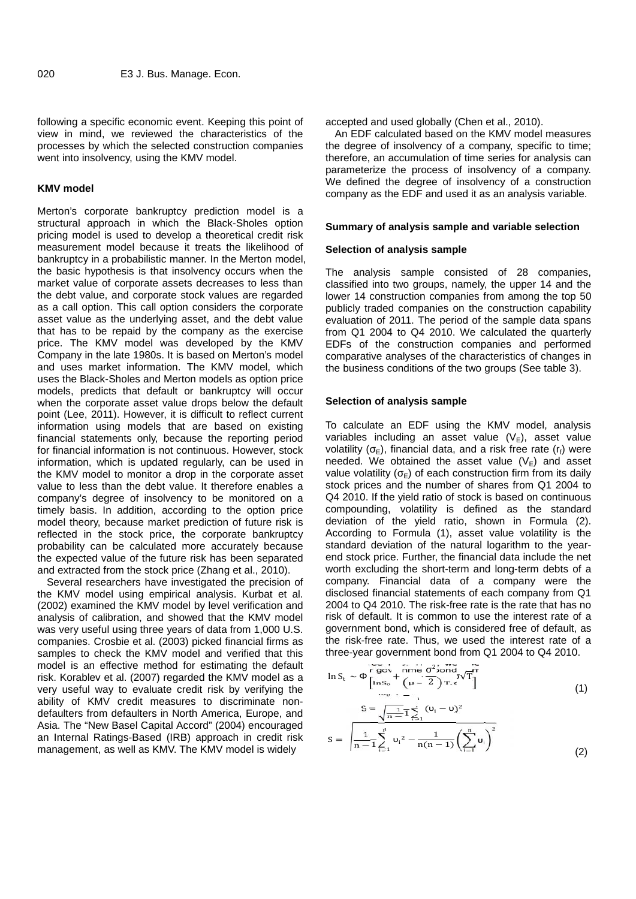following a specific economic event. Keeping this point of view in mind, we reviewed the characteristics of the processes by which the selected construction companies went into insolvency, using the KMV model.

### KMV model

Merton's corporate bankruptcy prediction model is a structural approach in which the Black-Sholes option pricing model is used to develop a theoretical credit risk measurement model because it treats the likelihood of bankruptcy in a probabilistic manner. In the Merton model, the basic hypothesis is that insolvency occurs when the market value of corporate assets decreases to less than the debt value, and corporate stock values are regarded as a call option. This call option considers the corporate asset value as the underlying asset, and the debt value that has to be repaid by the company as the exercise price. The KMV model was developed by the KMV Company in the late 1980s. It is based on Merton's model and uses market information. The KMV model, which uses the Black-Sholes and Merton models as option price models, predicts that default or bankruptcy will occur when the corporate asset value drops below the default point (Lee, 2011). However, it is difficult to reflect current information using models that are based on existing financial statements only, because the reporting period for financial information is not continuous. However, stock information, which is updated regularly, can be used in the KMV model to monitor a drop in the corporate asset value to less than the debt value. It therefore enables a company's degree of insolvency to be monitored on a timely basis. In addition, according to the option price model theory, because market prediction of future risk is reflected in the stock price, the corporate bankruptcy probability can be calculated more accurately because the expected value of the future risk has been separated and extracted from the stock price (Zhang et al., 2010).

Several researchers have investigated the precision of the KMV model using empirical analysis. Kurbat et al. (2002) examined the KMV model by level verification and analysis of calibration, and showed that the KMV model was very useful using three years of data from 1,000 U.S. companies. Crosbie et al. (2003) picked financial firms as samples to check the KMV model and verified that this model is an effective method for estimating the default risk. Korablev et al. (2007) regarded the KMV model as a very useful way to evaluate credit risk by verifying the ability of KMV credit measures to discriminate non-defaulters from defaulters in North America, Europe, and Asia. The "New Basel Capital Accord" (2004) encouraged an Internal Ratings-Based (IRB) approach in credit risk management, as well as KMV. The KMV model is widely accepted and used globally (Chen et al., 2010).

An EDF calculated based on the KMV model measures the degree of insolvency of a company, specific to time; therefore, an accumulation of time series for analysis can parameterize the process of insolvency of a company. We defined the degree of insolvency of a construction company as the EDF and used it as an analysis variable.

### Summary of analysis sample and variable selection

#### Selection of analysis sample

The analysis sample consisted of 28 companies, classified into two groups, namely, the upper 14 and the lower 14 construction companies from among the top 50 publicly traded companies on the construction capability evaluation of 2011. The period of the sample data spans from Q1 2004 to Q4 2010. We calculated the quarterly EDFs of the construction companies and performed comparative analyses of the characteristics of changes in the business conditions of the two groups (See table 3).

#### Selection of analysis sample

To calculate an EDF using the KMV model, analysis variables including an asset value ($V_E$), asset value volatility ($\sigma_E$), financial data, and a risk free rate ($r_f$) were needed. We obtained the asset value ($V_E$) and asset value volatility ($\sigma_E$) of each construction firm from its daily stock prices and the number of shares from Q1 2004 to Q4 2010. If the yield ratio of stock is based on continuous compounding, volatility is defined as the standard deviation of the yield ratio, shown in Formula (2). According to Formula (1), asset value volatility is the standard deviation of the natural logarithm to the year-end stock price. Further, the financial data include the net worth excluding the short-term and long-term debts of a company. Financial data of a company were the disclosed financial statements of each company from Q1 2004 to Q4 2010. The risk-free rate is the rate that has no risk of default. It is common to use the interest rate of a government bond, which is considered free of default, as the risk-free rate. Thus, we used the interest rate of a three-year government bond from Q1 2004 to Q4 2010.

$$\ln S_t \sim \Phi\left[\ln S_0 + \left(\mu - \frac{\sigma^2}{2}\right)T, \sigma\sqrt{T}\right] \tag{1}$$

$$S = \sqrt{\frac{1}{n-1}\sum_{i=1}^{n}(\upsilon_i - \upsilon)^2}$$

$$S = \sqrt{\frac{1}{n-1}\sum_{i=1}^{n}\upsilon_i^2 - \frac{1}{n(n-1)}\left(\sum_{i=1}^{n}\upsilon_i\right)^2} \tag{2}$$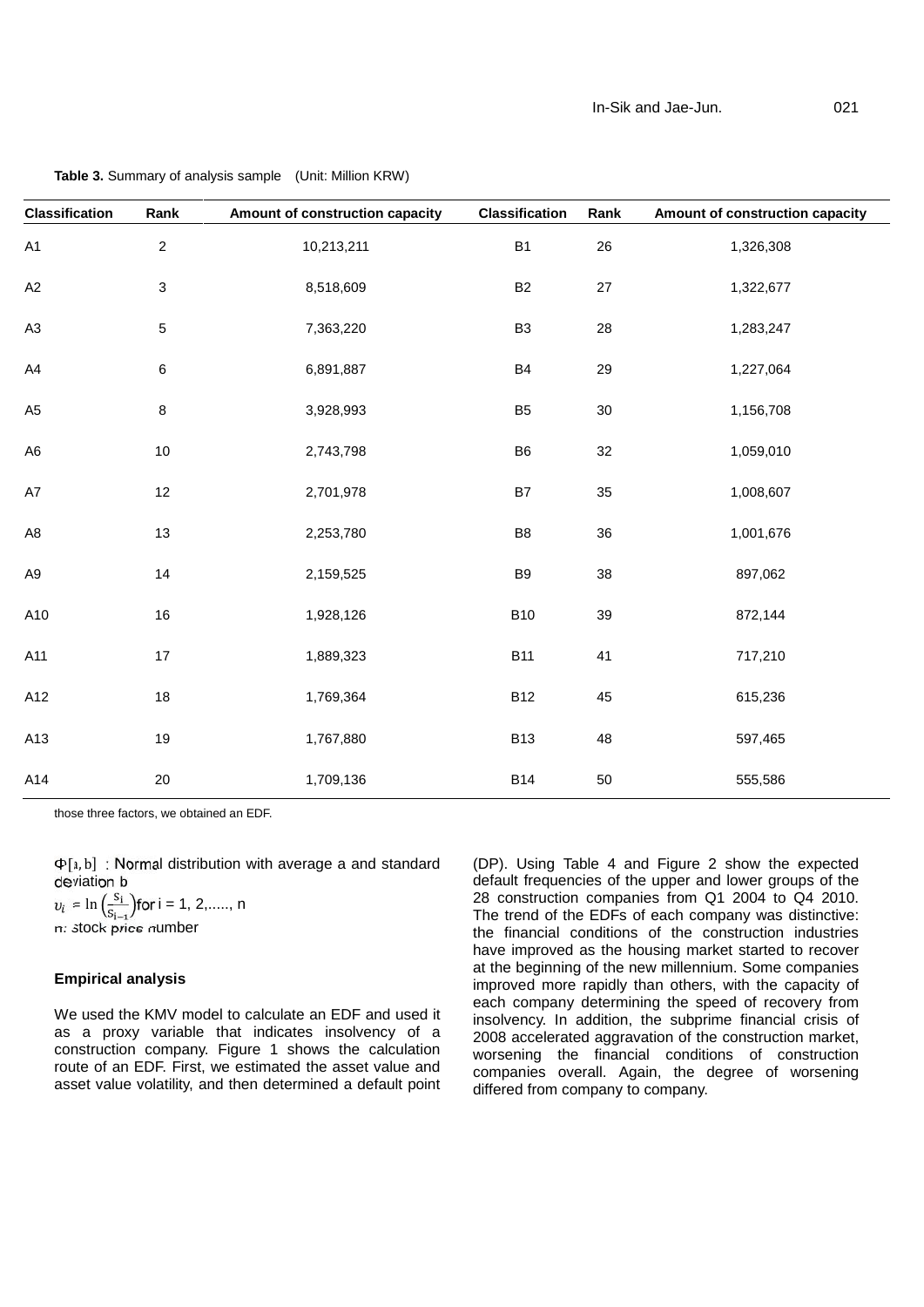**Table 3.** Summary of analysis sample (Unit: Million KRW)

| Classification | Rank | Amount of construction capacity | Classification | Rank | Amount of construction capacity |
|---|---|---|---|---|---|
| A1 | 2 | 10,213,211 | B1 | 26 | 1,326,308 |
| A2 | 3 | 8,518,609 | B2 | 27 | 1,322,677 |
| A3 | 5 | 7,363,220 | B3 | 28 | 1,283,247 |
| A4 | 6 | 6,891,887 | B4 | 29 | 1,227,064 |
| A5 | 8 | 3,928,993 | B5 | 30 | 1,156,708 |
| A6 | 10 | 2,743,798 | B6 | 32 | 1,059,010 |
| A7 | 12 | 2,701,978 | B7 | 35 | 1,008,607 |
| A8 | 13 | 2,253,780 | B8 | 36 | 1,001,676 |
| A9 | 14 | 2,159,525 | B9 | 38 | 897,062 |
| A10 | 16 | 1,928,126 | B10 | 39 | 872,144 |
| A11 | 17 | 1,889,323 | B11 | 41 | 717,210 |
| A12 | 18 | 1,769,364 | B12 | 45 | 615,236 |
| A13 | 19 | 1,767,880 | B13 | 48 | 597,465 |
| A14 | 20 | 1,709,136 | B14 | 50 | 555,586 |

those three factors, we obtained an EDF.

$\Phi[a, b]$ : Normal distribution with average a and standard deviation b

$\upsilon_i = \ln\left(\frac{S_i}{S_{i-1}}\right)$ for i = 1, 2,....., n

n: stock price number

### Empirical analysis

We used the KMV model to calculate an EDF and used it as a proxy variable that indicates insolvency of a construction company. Figure 1 shows the calculation route of an EDF. First, we estimated the asset value and asset value volatility, and then determined a default point (DP). Using Table 4 and Figure 2 show the expected default frequencies of the upper and lower groups of the 28 construction companies from Q1 2004 to Q4 2010. The trend of the EDFs of each company was distinctive: the financial conditions of the construction industries have improved as the housing market started to recover at the beginning of the new millennium. Some companies improved more rapidly than others, with the capacity of each company determining the speed of recovery from insolvency. In addition, the subprime financial crisis of 2008 accelerated aggravation of the construction market, worsening the financial conditions of construction companies overall. Again, the degree of worsening differed from company to company.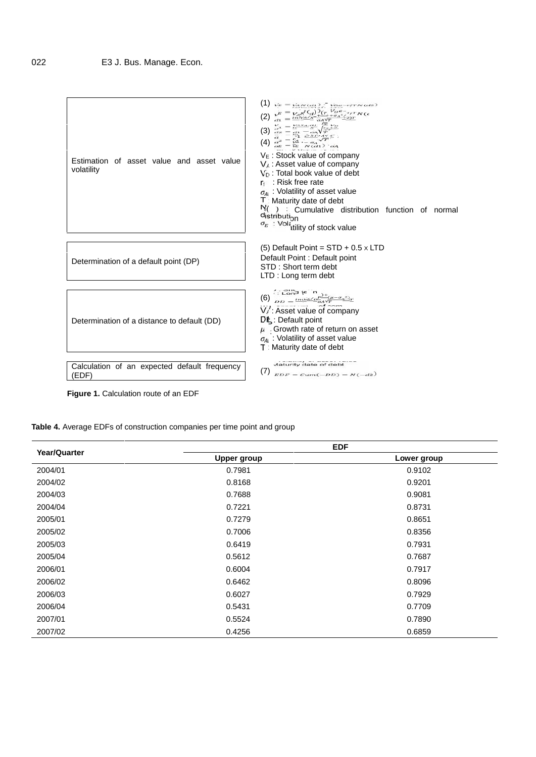| | |
|---|---|
| Estimation of asset value and asset value volatility | (1) $V_E = V_A N(d1) - V_D e^{-rfT} N(d2)$<br>(2) $d1 = \frac{\ln(V_A/V_D) + (r_f + \sigma_A^2/2)T}{\sigma_A \sqrt{T}}$<br>(3) $d2 = d1 - \sigma_A \sqrt{T}$<br>(4) $\sigma_E = \frac{V_A}{V_E} N(d1) \sigma_A$<br>$V_E$ : Stock value of company<br>$V_A$ : Asset value of company<br>$V_D$ : Total book value of debt<br>$r_f$ : Risk free rate<br>$\sigma_A$ : Volatility of asset value<br>T : Maturity date of debt<br>N( ) : Cumulative distribution function of normal distribution<br>$\sigma_E$ : Volatility of stock value |
| Determination of a default point (DP) | (5) Default Point = STD + 0.5 x LTD<br>Default Point : Default point<br>STD : Short term debt<br>LTD : Long term debt |
| Determination of a distance to default (DD) | (6) $DD = \frac{\ln(V_A/DP) + (\mu - \sigma_A^2/2)T}{\sigma_A \sqrt{T}}$<br>$V_A$ : Asset value of company<br>DP : Default point<br>$\mu$ : Growth rate of return on asset<br>$\sigma_A$ : Volatility of asset value<br>T : Maturity date of debt |
| Calculation of an expected default frequency (EDF) | (7) $EDF = Cum(-DD) = N(-d2)$ |

**Figure 1.** Calculation route of an EDF

**Table 4.** Average EDFs of construction companies per time point and group

| Year/Quarter | EDF | |
|---|---|---|
| | **Upper group** | **Lower group** |
| 2004/01 | 0.7981 | 0.9102 |
| 2004/02 | 0.8168 | 0.9201 |
| 2004/03 | 0.7688 | 0.9081 |
| 2004/04 | 0.7221 | 0.8731 |
| 2005/01 | 0.7279 | 0.8651 |
| 2005/02 | 0.7006 | 0.8356 |
| 2005/03 | 0.6419 | 0.7931 |
| 2005/04 | 0.5612 | 0.7687 |
| 2006/01 | 0.6004 | 0.7917 |
| 2006/02 | 0.6462 | 0.8096 |
| 2006/03 | 0.6027 | 0.7929 |
| 2006/04 | 0.5431 | 0.7709 |
| 2007/01 | 0.5524 | 0.7890 |
| 2007/02 | 0.4256 | 0.6859 |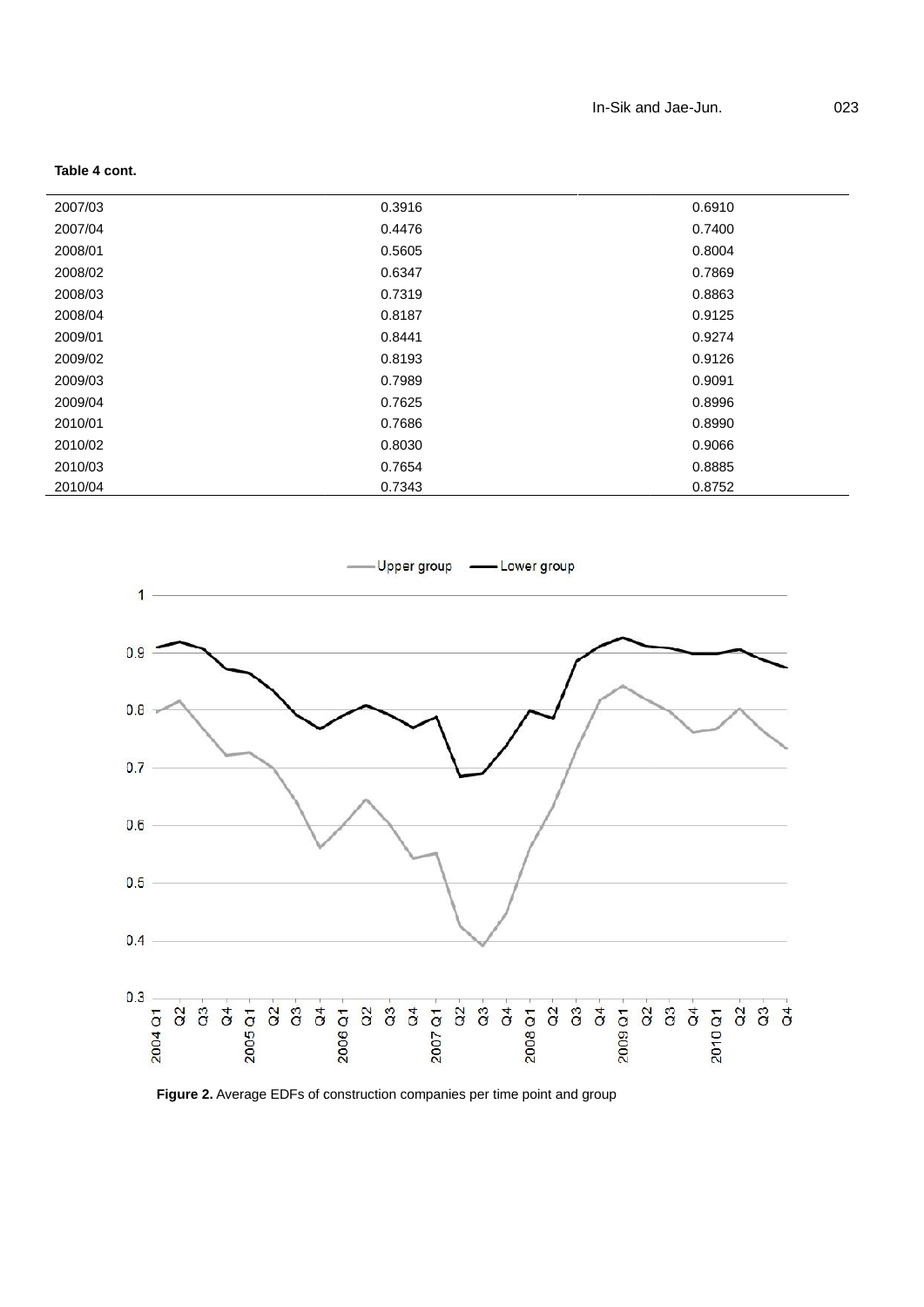**Table 4 cont.**

| | | |
|---|---|---|
| 2007/03 | 0.3916 | 0.6910 |
| 2007/04 | 0.4476 | 0.7400 |
| 2008/01 | 0.5605 | 0.8004 |
| 2008/02 | 0.6347 | 0.7869 |
| 2008/03 | 0.7319 | 0.8863 |
| 2008/04 | 0.8187 | 0.9125 |
| 2009/01 | 0.8441 | 0.9274 |
| 2009/02 | 0.8193 | 0.9126 |
| 2009/03 | 0.7989 | 0.9091 |
| 2009/04 | 0.7625 | 0.8996 |
| 2010/01 | 0.7686 | 0.8990 |
| 2010/02 | 0.8030 | 0.9066 |
| 2010/03 | 0.7654 | 0.8885 |
| 2010/04 | 0.7343 | 0.8752 |

**Figure 2.** Average EDFs of construction companies per time point and group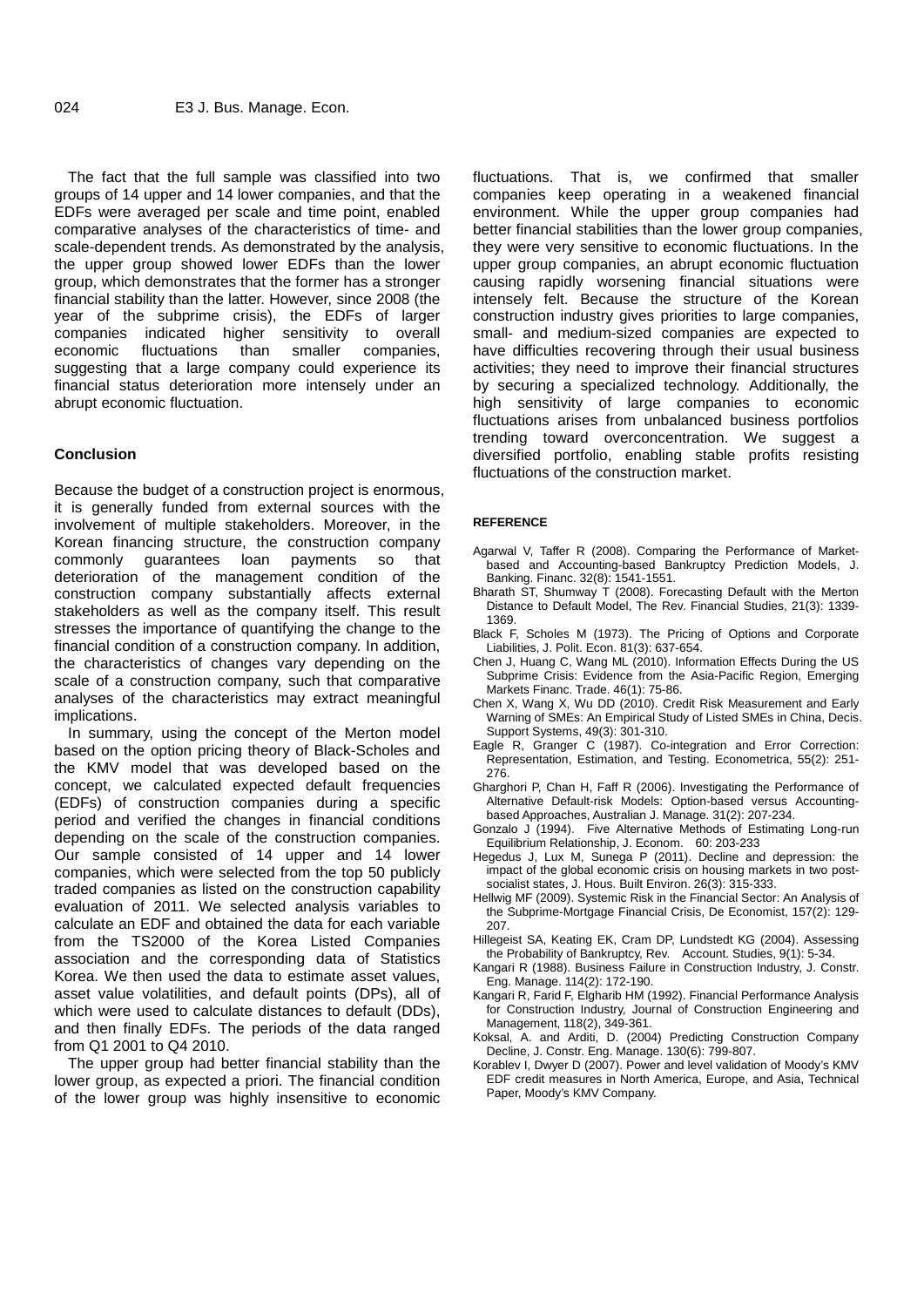The fact that the full sample was classified into two groups of 14 upper and 14 lower companies, and that the EDFs were averaged per scale and time point, enabled comparative analyses of the characteristics of time- and scale-dependent trends. As demonstrated by the analysis, the upper group showed lower EDFs than the lower group, which demonstrates that the former has a stronger financial stability than the latter. However, since 2008 (the year of the subprime crisis), the EDFs of larger companies indicated higher sensitivity to overall economic fluctuations than smaller companies, suggesting that a large company could experience its financial status deterioration more intensely under an abrupt economic fluctuation.

## Conclusion

Because the budget of a construction project is enormous, it is generally funded from external sources with the involvement of multiple stakeholders. Moreover, in the Korean financing structure, the construction company commonly guarantees loan payments so that deterioration of the management condition of the construction company substantially affects external stakeholders as well as the company itself. This result stresses the importance of quantifying the change to the financial condition of a construction company. In addition, the characteristics of changes vary depending on the scale of a construction company, such that comparative analyses of the characteristics may extract meaningful implications.

In summary, using the concept of the Merton model based on the option pricing theory of Black-Scholes and the KMV model that was developed based on the concept, we calculated expected default frequencies (EDFs) of construction companies during a specific period and verified the changes in financial conditions depending on the scale of the construction companies. Our sample consisted of 14 upper and 14 lower companies, which were selected from the top 50 publicly traded companies as listed on the construction capability evaluation of 2011. We selected analysis variables to calculate an EDF and obtained the data for each variable from the TS2000 of the Korea Listed Companies association and the corresponding data of Statistics Korea. We then used the data to estimate asset values, asset value volatilities, and default points (DPs), all of which were used to calculate distances to default (DDs), and then finally EDFs. The periods of the data ranged from Q1 2001 to Q4 2010.

The upper group had better financial stability than the lower group, as expected a priori. The financial condition of the lower group was highly insensitive to economic fluctuations. That is, we confirmed that smaller companies keep operating in a weakened financial environment. While the upper group companies had better financial stabilities than the lower group companies, they were very sensitive to economic fluctuations. In the upper group companies, an abrupt economic fluctuation causing rapidly worsening financial situations were intensely felt. Because the structure of the Korean construction industry gives priorities to large companies, small- and medium-sized companies are expected to have difficulties recovering through their usual business activities; they need to improve their financial structures by securing a specialized technology. Additionally, the high sensitivity of large companies to economic fluctuations arises from unbalanced business portfolios trending toward overconcentration. We suggest a diversified portfolio, enabling stable profits resisting fluctuations of the construction market.

## REFERENCE

Agarwal V, Taffer R (2008). Comparing the Performance of Market-based and Accounting-based Bankruptcy Prediction Models, J. Banking. Financ. 32(8): 1541-1551.

Bharath ST, Shumway T (2008). Forecasting Default with the Merton Distance to Default Model, The Rev. Financial Studies, 21(3): 1339-1369.

Black F, Scholes M (1973). The Pricing of Options and Corporate Liabilities, J. Polit. Econ. 81(3): 637-654.

Chen J, Huang C, Wang ML (2010). Information Effects During the US Subprime Crisis: Evidence from the Asia-Pacific Region, Emerging Markets Financ. Trade. 46(1): 75-86.

Chen X, Wang X, Wu DD (2010). Credit Risk Measurement and Early Warning of SMEs: An Empirical Study of Listed SMEs in China, Decis. Support Systems, 49(3): 301-310.

Eagle R, Granger C (1987). Co-integration and Error Correction: Representation, Estimation, and Testing. Econometrica, 55(2): 251-276.

Gharghori P, Chan H, Faff R (2006). Investigating the Performance of Alternative Default-risk Models: Option-based versus Accounting-based Approaches, Australian J. Manage. 31(2): 207-234.

Gonzalo J (1994). Five Alternative Methods of Estimating Long-run Equilibrium Relationship, J. Econom. 60: 203-233

Hegedus J, Lux M, Sunega P (2011). Decline and depression: the impact of the global economic crisis on housing markets in two post-socialist states, J. Hous. Built Environ. 26(3): 315-333.

Hellwig MF (2009). Systemic Risk in the Financial Sector: An Analysis of the Subprime-Mortgage Financial Crisis, De Economist, 157(2): 129-207.

Hillegeist SA, Keating EK, Cram DP, Lundstedt KG (2004). Assessing the Probability of Bankruptcy, Rev. Account. Studies, 9(1): 5-34.

Kangari R (1988). Business Failure in Construction Industry, J. Constr. Eng. Manage. 114(2): 172-190.

Kangari R, Farid F, Elgharib HM (1992). Financial Performance Analysis for Construction Industry, Journal of Construction Engineering and Management, 118(2), 349-361.

Koksal, A. and Arditi, D. (2004) Predicting Construction Company Decline, J. Constr. Eng. Manage. 130(6): 799-807.

Korablev I, Dwyer D (2007). Power and level validation of Moody's KMV EDF credit measures in North America, Europe, and Asia, Technical Paper, Moody's KMV Company.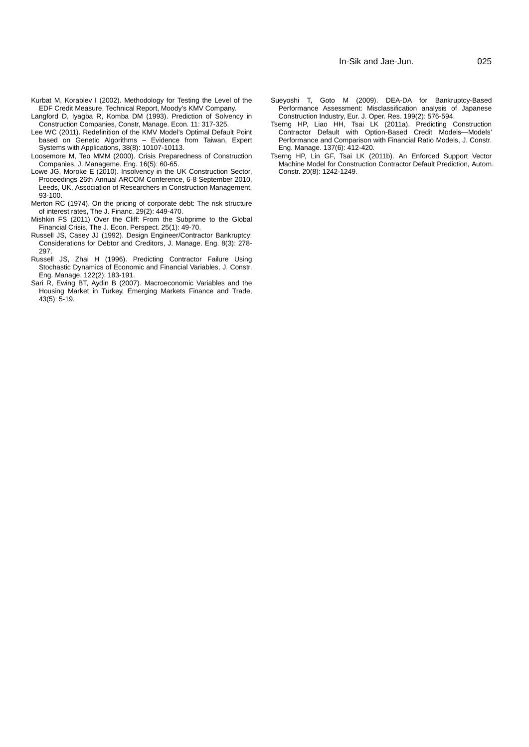Kurbat M, Korablev I (2002). Methodology for Testing the Level of the EDF Credit Measure, Technical Report, Moody's KMV Company.

Langford D, Iyagba R, Komba DM (1993). Prediction of Solvency in Construction Companies, Constr, Manage. Econ. 11: 317-325.

Lee WC (2011). Redefinition of the KMV Model's Optimal Default Point based on Genetic Algorithms – Evidence from Taiwan, Expert Systems with Applications, 38(8): 10107-10113.

Loosemore M, Teo MMM (2000). Crisis Preparedness of Construction Companies, J. Manageme. Eng. 16(5): 60-65.

Lowe JG, Moroke E (2010). Insolvency in the UK Construction Sector, Proceedings 26th Annual ARCOM Conference, 6-8 September 2010, Leeds, UK, Association of Researchers in Construction Management, 93-100.

Merton RC (1974). On the pricing of corporate debt: The risk structure of interest rates, The J. Financ. 29(2): 449-470.

Mishkin FS (2011) Over the Cliff: From the Subprime to the Global Financial Crisis, The J. Econ. Perspect. 25(1): 49-70.

Russell JS, Casey JJ (1992). Design Engineer/Contractor Bankruptcy: Considerations for Debtor and Creditors, J. Manage. Eng. 8(3): 278-297.

Russell JS, Zhai H (1996). Predicting Contractor Failure Using Stochastic Dynamics of Economic and Financial Variables, J. Constr. Eng. Manage. 122(2): 183-191.

Sari R, Ewing BT, Aydin B (2007). Macroeconomic Variables and the Housing Market in Turkey, Emerging Markets Finance and Trade, 43(5): 5-19.

Sueyoshi T, Goto M (2009). DEA-DA for Bankruptcy-Based Performance Assessment: Misclassification analysis of Japanese Construction Industry, Eur. J. Oper. Res. 199(2): 576-594.

Tserng HP, Liao HH, Tsai LK (2011a). Predicting Construction Contractor Default with Option-Based Credit Models—Models' Performance and Comparison with Financial Ratio Models, J. Constr. Eng. Manage. 137(6): 412-420.

Tserng HP, Lin GF, Tsai LK (2011b). An Enforced Support Vector Machine Model for Construction Contractor Default Prediction, Autom. Constr. 20(8): 1242-1249.